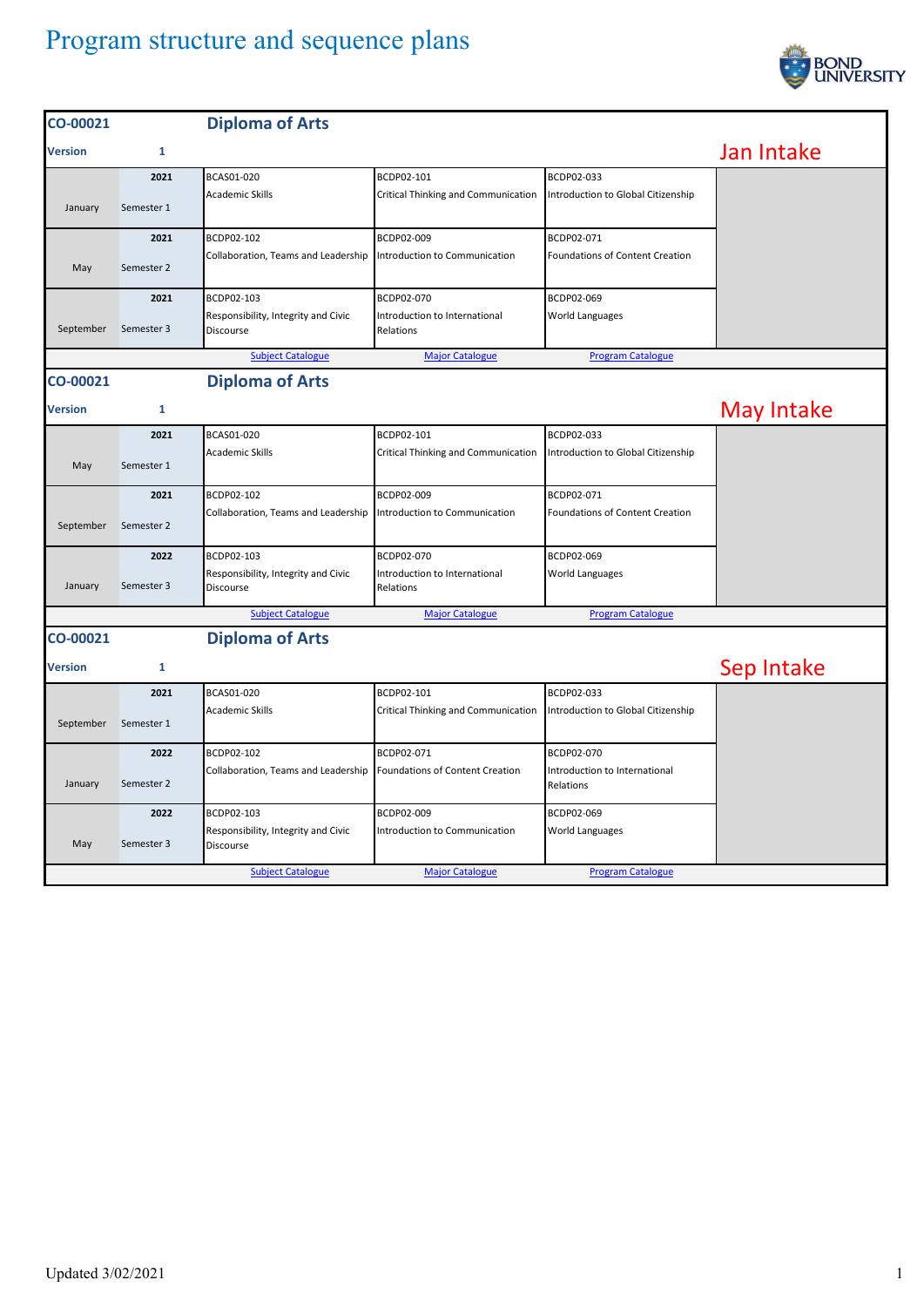# Program structure and sequence plans

## CO-00021 Diploma of Arts

**Version** 1

**Jan Intake**

| Month | Semester | Year | Subject 1 | Subject 2 | Subject 3 |
|---|---|---|---|---|---|
| January | Semester 1 | 2021 | BCAS01-020 Academic Skills | BCDP02-101 Critical Thinking and Communication | BCDP02-033 Introduction to Global Citizenship |
| May | Semester 2 | 2021 | BCDP02-102 Collaboration, Teams and Leadership | BCDP02-009 Introduction to Communication | BCDP02-071 Foundations of Content Creation |
| September | Semester 3 | 2021 | BCDP02-103 Responsibility, Integrity and Civic Discourse | BCDP02-070 Introduction to International Relations | BCDP02-069 World Languages |

Subject Catalogue | Major Catalogue | Program Catalogue

## CO-00021 Diploma of Arts

**Version** 1

**May Intake**

| Month | Semester | Year | Subject 1 | Subject 2 | Subject 3 |
|---|---|---|---|---|---|
| May | Semester 1 | 2021 | BCAS01-020 Academic Skills | BCDP02-101 Critical Thinking and Communication | BCDP02-033 Introduction to Global Citizenship |
| September | Semester 2 | 2021 | BCDP02-102 Collaboration, Teams and Leadership | BCDP02-009 Introduction to Communication | BCDP02-071 Foundations of Content Creation |
| January | Semester 3 | 2022 | BCDP02-103 Responsibility, Integrity and Civic Discourse | BCDP02-070 Introduction to International Relations | BCDP02-069 World Languages |

Subject Catalogue | Major Catalogue | Program Catalogue

## CO-00021 Diploma of Arts

**Version** 1

**Sep Intake**

| Month | Semester | Year | Subject 1 | Subject 2 | Subject 3 |
|---|---|---|---|---|---|
| September | Semester 1 | 2021 | BCAS01-020 Academic Skills | BCDP02-101 Critical Thinking and Communication | BCDP02-033 Introduction to Global Citizenship |
| January | Semester 2 | 2022 | BCDP02-102 Collaboration, Teams and Leadership | BCDP02-071 Foundations of Content Creation | BCDP02-070 Introduction to International Relations |
| May | Semester 3 | 2022 | BCDP02-103 Responsibility, Integrity and Civic Discourse | BCDP02-009 Introduction to Communication | BCDP02-069 World Languages |

Subject Catalogue | Major Catalogue | Program Catalogue

Updated 3/02/2021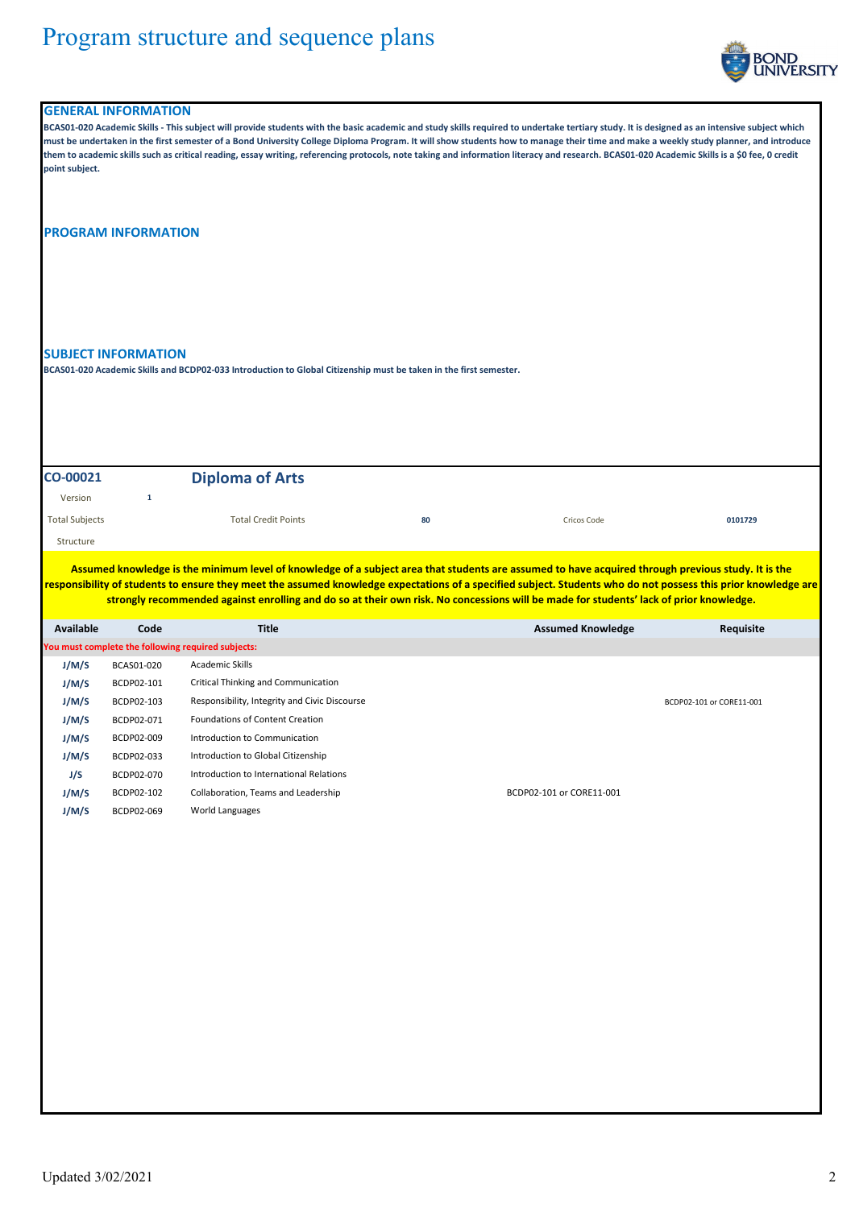# Program structure and sequence plans

## GENERAL INFORMATION

**BCAS01-020 Academic Skills - This subject will provide students with the basic academic and study skills required to undertake tertiary study. It is designed as an intensive subject which must be undertaken in the first semester of a Bond University College Diploma Program. It will show students how to manage their time and make a weekly study planner, and introduce them to academic skills such as critical reading, essay writing, referencing protocols, note taking and information literacy and research. BCAS01-020 Academic Skills is a $0 fee, 0 credit point subject.**

## PROGRAM INFORMATION

## SUBJECT INFORMATION

**BCAS01-020 Academic Skills and BCDP02-033 Introduction to Global Citizenship must be taken in the first semester.**

## CO-00021 Diploma of Arts

| | | | |
|---|---|---|---|
| Version | 1 | | |
| Total Subjects | Total Credit Points | 80 | Cricos Code | 0101729 |
| Structure | | | |

**Assumed knowledge is the minimum level of knowledge of a subject area that students are assumed to have acquired through previous study. It is the responsibility of students to ensure they meet the assumed knowledge expectations of a specified subject. Students who do not possess this prior knowledge are strongly recommended against enrolling and do so at their own risk. No concessions will be made for students' lack of prior knowledge.**

| Available | Code | Title | Assumed Knowledge | Requisite |
|---|---|---|---|---|
| **You must complete the following required subjects:** | | | | |
| J/M/S | BCAS01-020 | Academic Skills | | |
| J/M/S | BCDP02-101 | Critical Thinking and Communication | | |
| J/M/S | BCDP02-103 | Responsibility, Integrity and Civic Discourse | | BCDP02-101 or CORE11-001 |
| J/M/S | BCDP02-071 | Foundations of Content Creation | | |
| J/M/S | BCDP02-009 | Introduction to Communication | | |
| J/M/S | BCDP02-033 | Introduction to Global Citizenship | | |
| J/S | BCDP02-070 | Introduction to International Relations | | |
| J/M/S | BCDP02-102 | Collaboration, Teams and Leadership | BCDP02-101 or CORE11-001 | |
| J/M/S | BCDP02-069 | World Languages | | |

Updated 3/02/2021